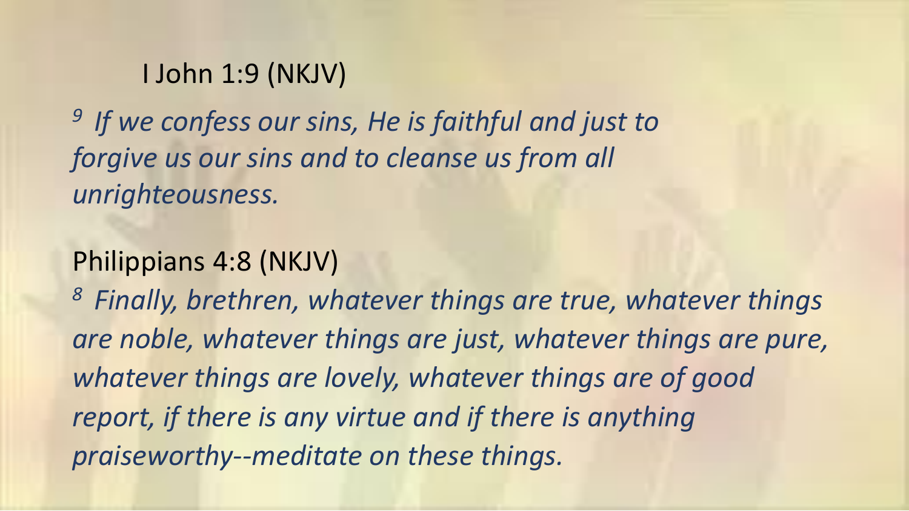I John 1:9 (NKJV)

*9 If we confess our sins, He is faithful and just to forgive us our sins and to cleanse us from all unrighteousness.*

Philippians 4:8 (NKJV)

*8 Finally, brethren, whatever things are true, whatever things are noble, whatever things are just, whatever things are pure, whatever things are lovely, whatever things are of good report, if there is any virtue and if there is anything praiseworthy--meditate on these things.*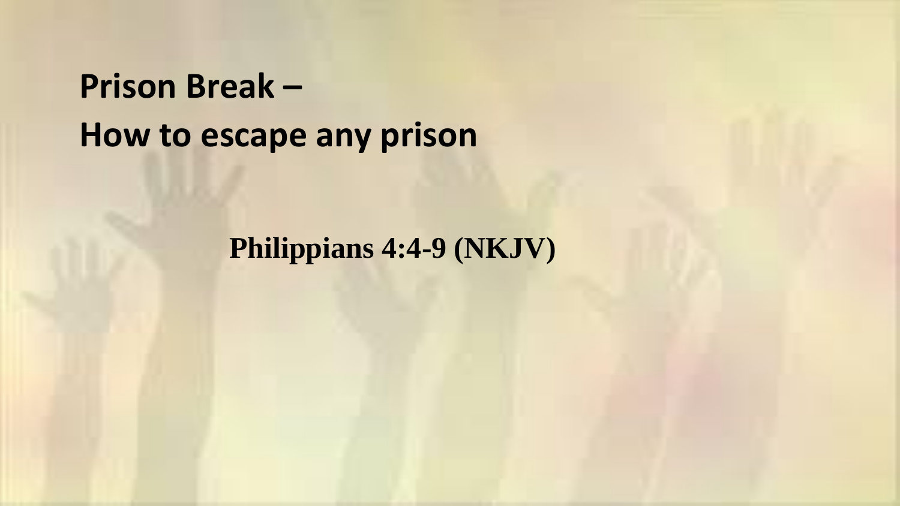# Prison Break –
# How to escape any prison

**Philippians 4:4-9 (NKJV)**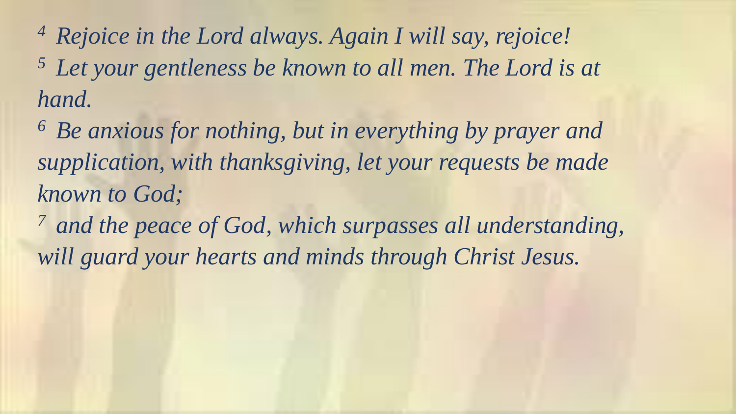[4] *Rejoice in the Lord always. Again I will say, rejoice!*
[5] *Let your gentleness be known to all men. The Lord is at hand.*
[6] *Be anxious for nothing, but in everything by prayer and supplication, with thanksgiving, let your requests be made known to God;*
[7] *and the peace of God, which surpasses all understanding, will guard your hearts and minds through Christ Jesus.*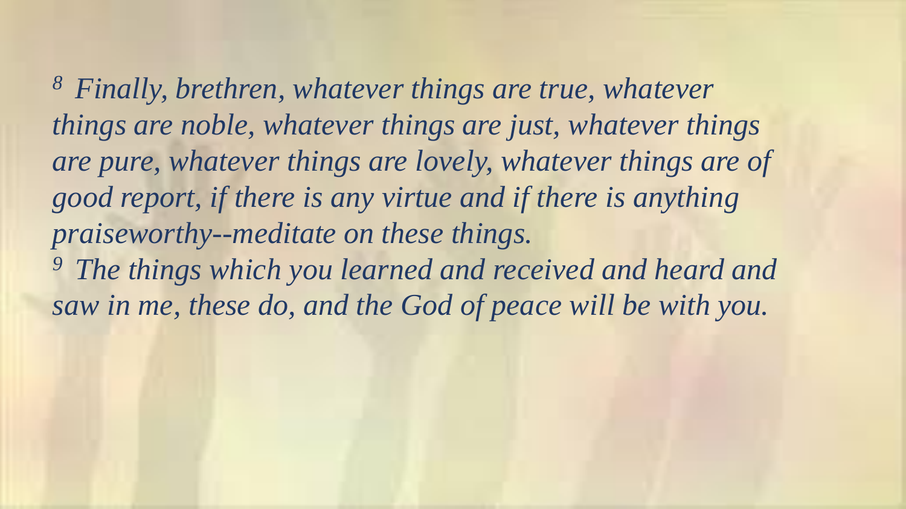*[8] Finally, brethren, whatever things are true, whatever things are noble, whatever things are just, whatever things are pure, whatever things are lovely, whatever things are of good report, if there is any virtue and if there is anything praiseworthy--meditate on these things.*

*[9] The things which you learned and received and heard and saw in me, these do, and the God of peace will be with you.*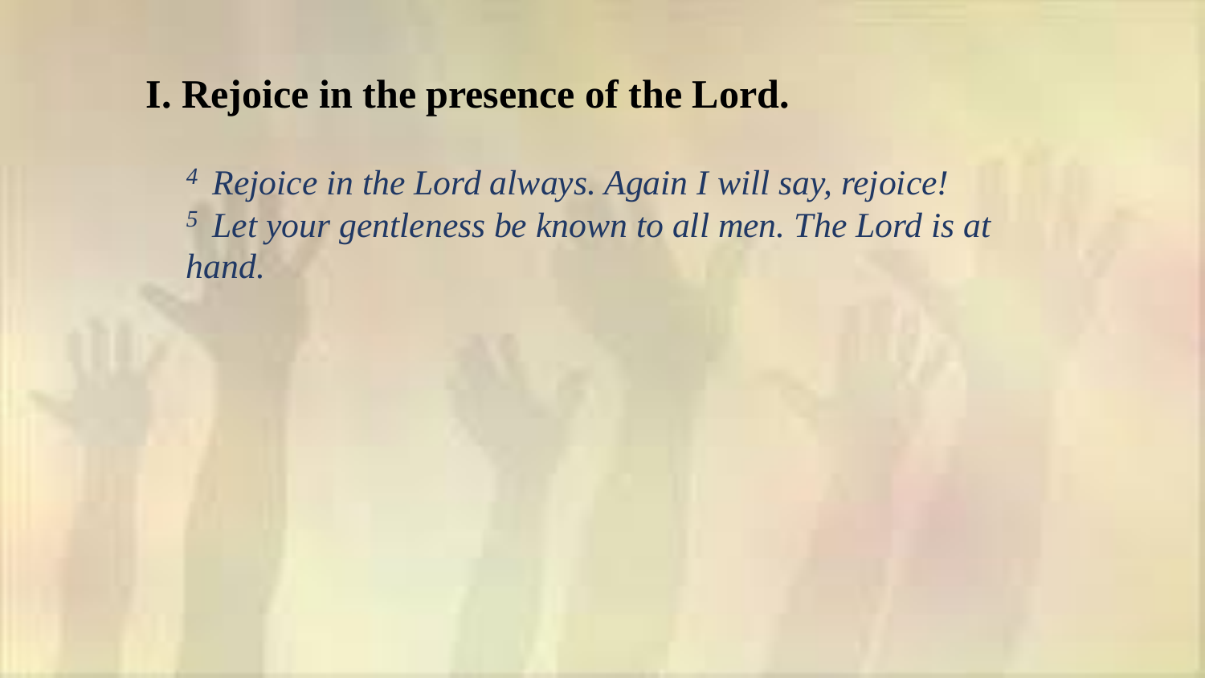## I. Rejoice in the presence of the Lord.

[4] *Rejoice in the Lord always. Again I will say, rejoice!*
[5] *Let your gentleness be known to all men. The Lord is at hand.*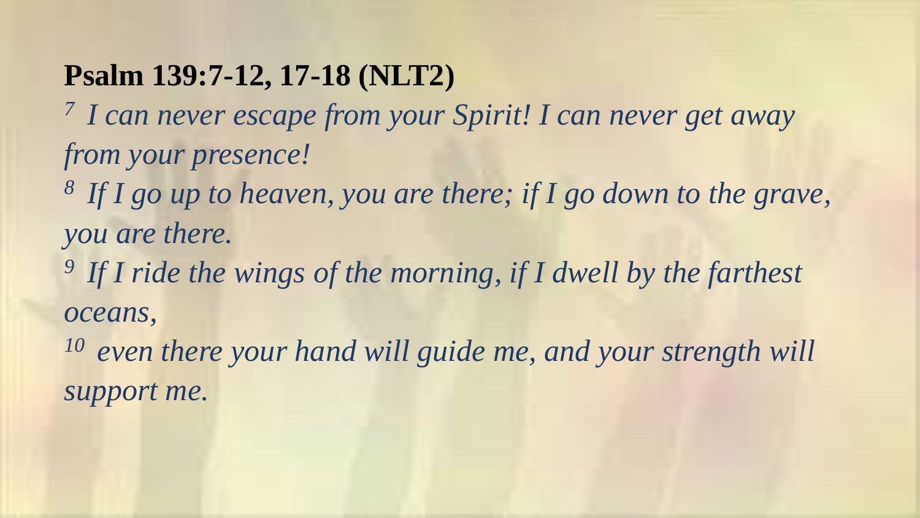**Psalm 139:7-12, 17-18 (NLT2)**

[7] *I can never escape from your Spirit! I can never get away from your presence!*

[8] *If I go up to heaven, you are there; if I go down to the grave, you are there.*

[9] *If I ride the wings of the morning, if I dwell by the farthest oceans,*

[10] *even there your hand will guide me, and your strength will support me.*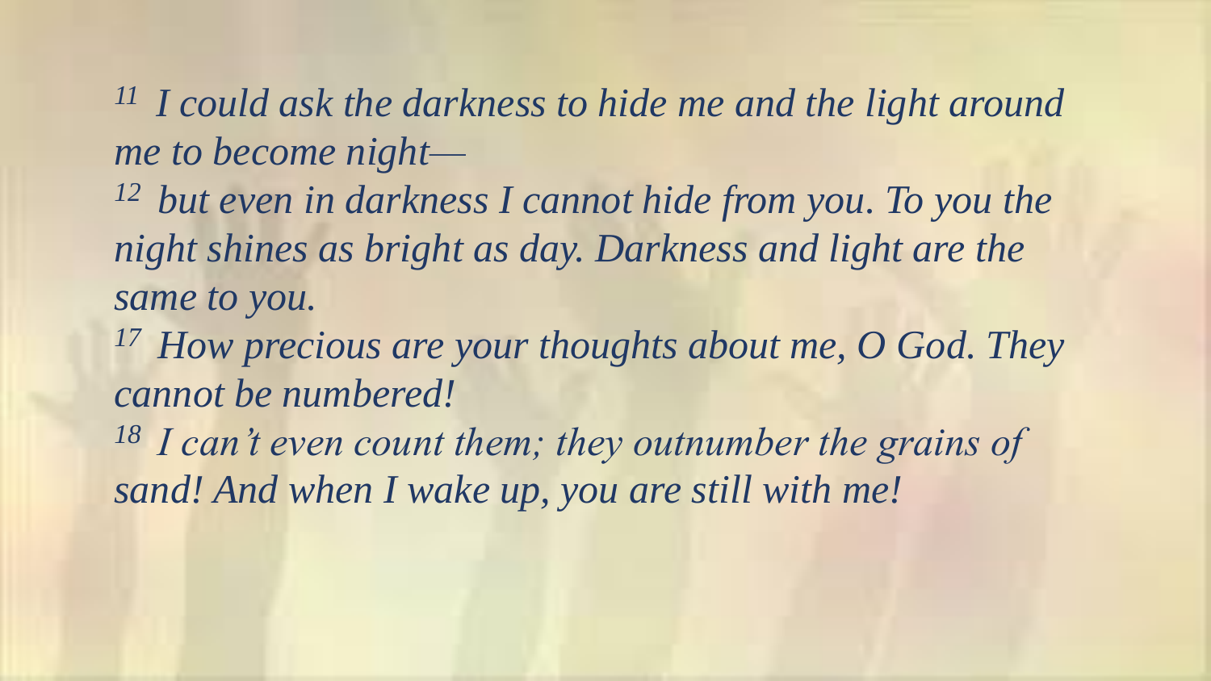*[11] I could ask the darkness to hide me and the light around me to become night—*

*[12] but even in darkness I cannot hide from you. To you the night shines as bright as day. Darkness and light are the same to you.*

*[17] How precious are your thoughts about me, O God. They cannot be numbered!*

*[18] I can't even count them; they outnumber the grains of sand! And when I wake up, you are still with me!*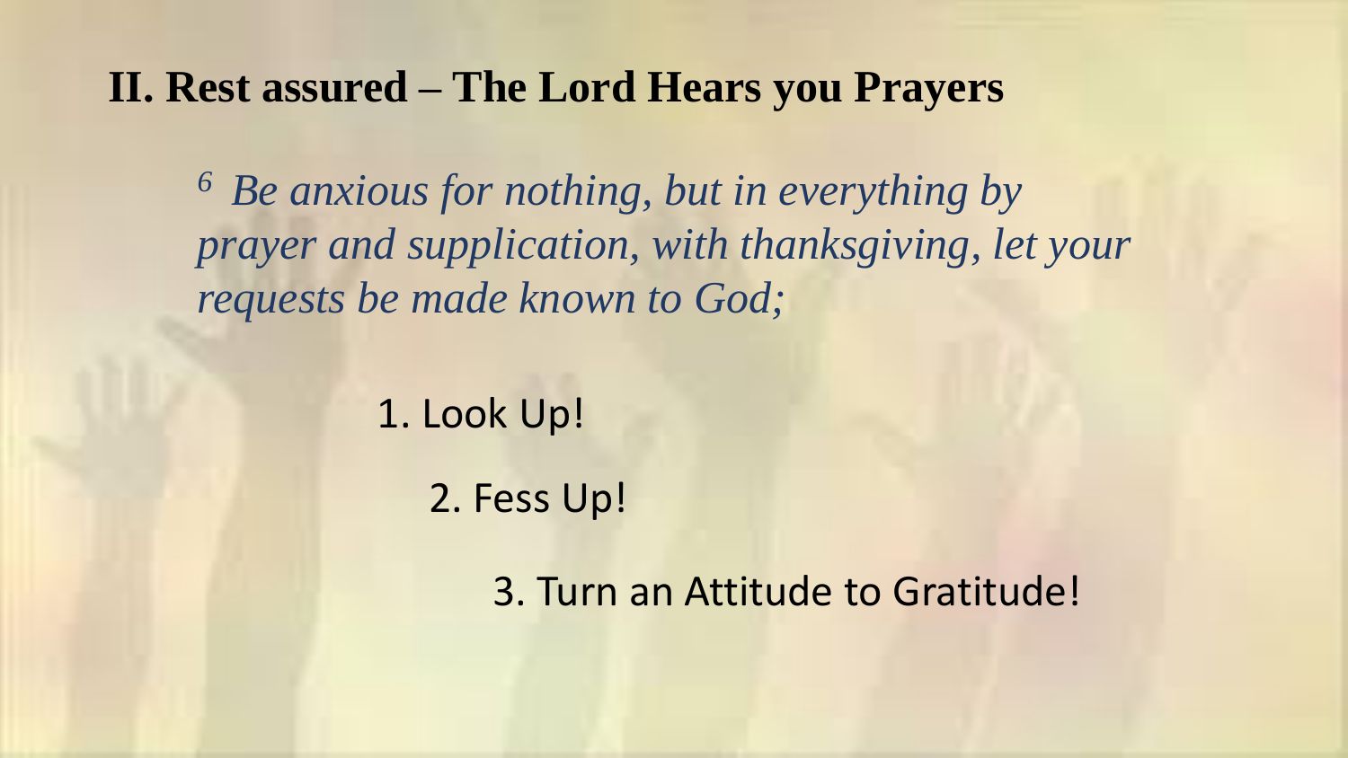## II. Rest assured – The Lord Hears you Prayers

*[6] Be anxious for nothing, but in everything by prayer and supplication, with thanksgiving, let your requests be made known to God;*

1. Look Up!
2. Fess Up!
3. Turn an Attitude to Gratitude!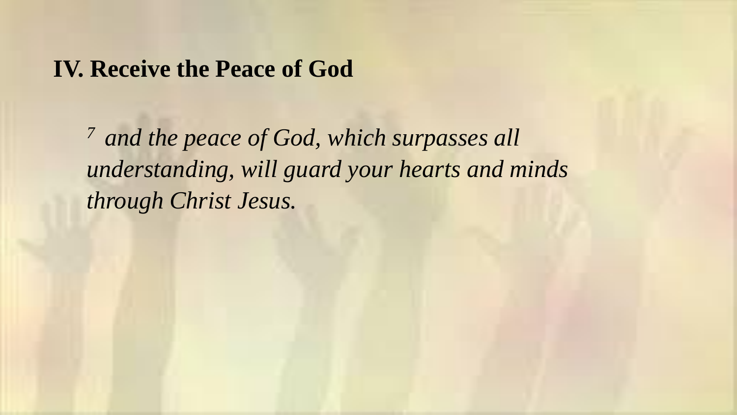## IV. Receive the Peace of God

> [7] *and the peace of God, which surpasses all understanding, will guard your hearts and minds through Christ Jesus.*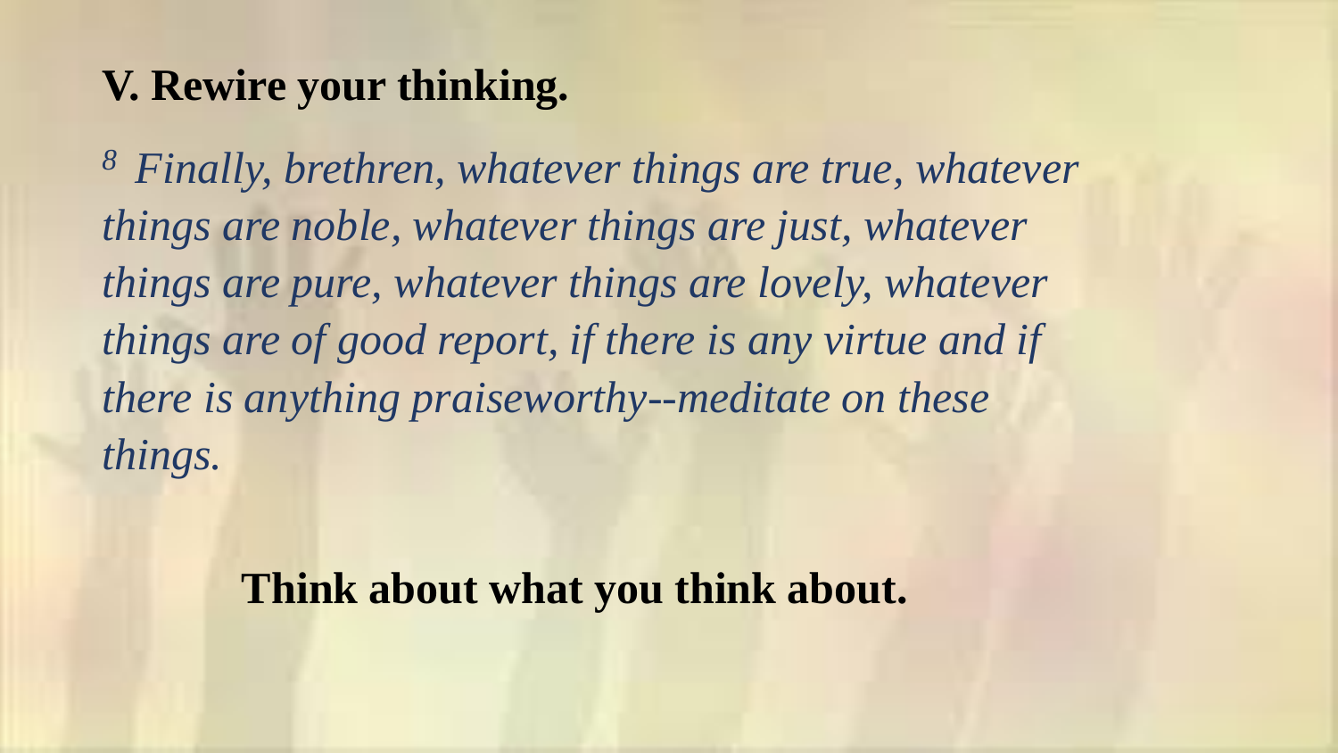## V. Rewire your thinking.

*[8] Finally, brethren, whatever things are true, whatever things are noble, whatever things are just, whatever things are pure, whatever things are lovely, whatever things are of good report, if there is any virtue and if there is anything praiseworthy--meditate on these things.*

**Think about what you think about.**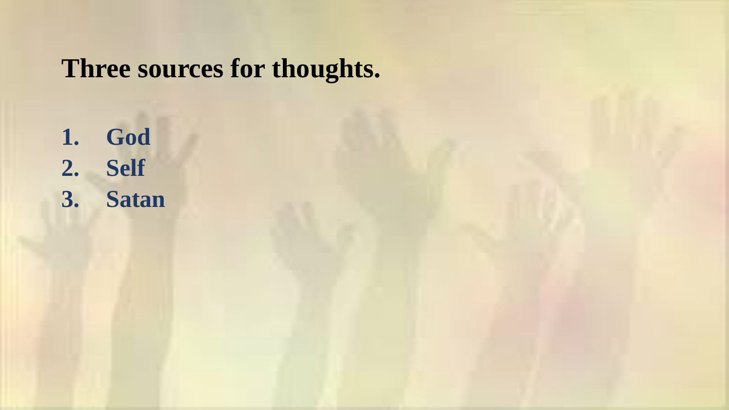# Three sources for thoughts.

1. **God**
2. **Self**
3. **Satan**